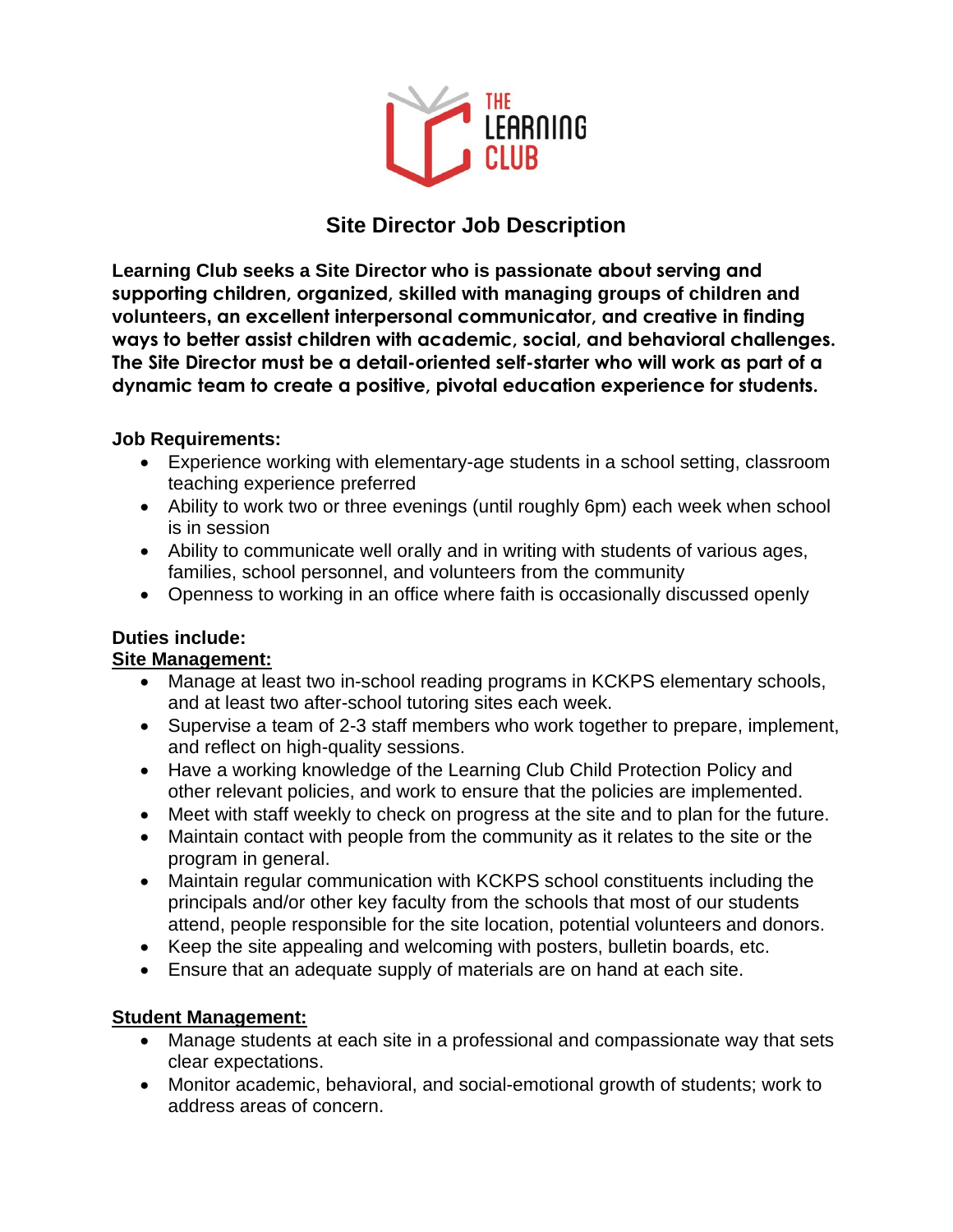THE LEARNING CLUB

# Site Director Job Description

**Learning Club seeks a Site Director who is passionate about serving and supporting children, organized, skilled with managing groups of children and volunteers, an excellent interpersonal communicator, and creative in finding ways to better assist children with academic, social, and behavioral challenges. The Site Director must be a detail-oriented self-starter who will work as part of a dynamic team to create a positive, pivotal education experience for students.**

**Job Requirements:**

- Experience working with elementary-age students in a school setting, classroom teaching experience preferred
- Ability to work two or three evenings (until roughly 6pm) each week when school is in session
- Ability to communicate well orally and in writing with students of various ages, families, school personnel, and volunteers from the community
- Openness to working in an office where faith is occasionally discussed openly

**Duties include:**

**Site Management:**

- Manage at least two in-school reading programs in KCKPS elementary schools, and at least two after-school tutoring sites each week.
- Supervise a team of 2-3 staff members who work together to prepare, implement, and reflect on high-quality sessions.
- Have a working knowledge of the Learning Club Child Protection Policy and other relevant policies, and work to ensure that the policies are implemented.
- Meet with staff weekly to check on progress at the site and to plan for the future.
- Maintain contact with people from the community as it relates to the site or the program in general.
- Maintain regular communication with KCKPS school constituents including the principals and/or other key faculty from the schools that most of our students attend, people responsible for the site location, potential volunteers and donors.
- Keep the site appealing and welcoming with posters, bulletin boards, etc.
- Ensure that an adequate supply of materials are on hand at each site.

**Student Management:**

- Manage students at each site in a professional and compassionate way that sets clear expectations.
- Monitor academic, behavioral, and social-emotional growth of students; work to address areas of concern.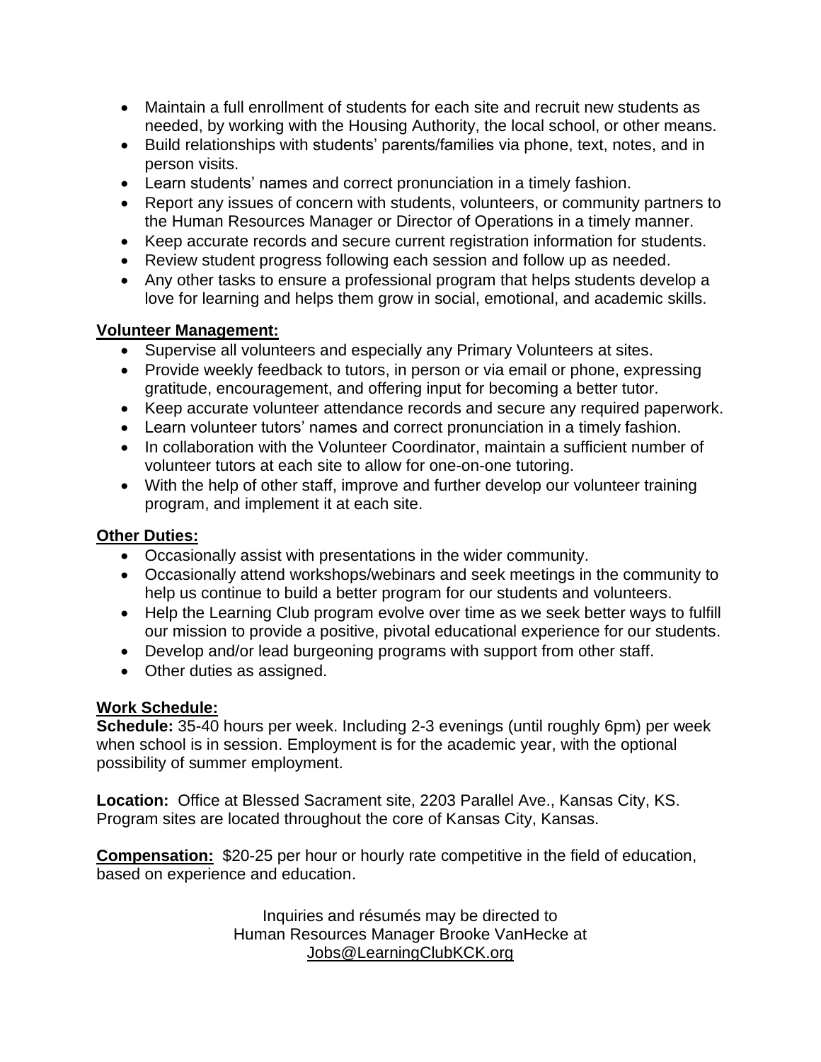- Maintain a full enrollment of students for each site and recruit new students as needed, by working with the Housing Authority, the local school, or other means.
- Build relationships with students' parents/families via phone, text, notes, and in person visits.
- Learn students' names and correct pronunciation in a timely fashion.
- Report any issues of concern with students, volunteers, or community partners to the Human Resources Manager or Director of Operations in a timely manner.
- Keep accurate records and secure current registration information for students.
- Review student progress following each session and follow up as needed.
- Any other tasks to ensure a professional program that helps students develop a love for learning and helps them grow in social, emotional, and academic skills.

**Volunteer Management:**

- Supervise all volunteers and especially any Primary Volunteers at sites.
- Provide weekly feedback to tutors, in person or via email or phone, expressing gratitude, encouragement, and offering input for becoming a better tutor.
- Keep accurate volunteer attendance records and secure any required paperwork.
- Learn volunteer tutors' names and correct pronunciation in a timely fashion.
- In collaboration with the Volunteer Coordinator, maintain a sufficient number of volunteer tutors at each site to allow for one-on-one tutoring.
- With the help of other staff, improve and further develop our volunteer training program, and implement it at each site.

**Other Duties:**

- Occasionally assist with presentations in the wider community.
- Occasionally attend workshops/webinars and seek meetings in the community to help us continue to build a better program for our students and volunteers.
- Help the Learning Club program evolve over time as we seek better ways to fulfill our mission to provide a positive, pivotal educational experience for our students.
- Develop and/or lead burgeoning programs with support from other staff.
- Other duties as assigned.

**Work Schedule:**

**Schedule:** 35-40 hours per week. Including 2-3 evenings (until roughly 6pm) per week when school is in session. Employment is for the academic year, with the optional possibility of summer employment.

**Location:** Office at Blessed Sacrament site, 2203 Parallel Ave., Kansas City, KS. Program sites are located throughout the core of Kansas City, Kansas.

**Compensation:** $20-25 per hour or hourly rate competitive in the field of education, based on experience and education.

Inquiries and résumés may be directed to
Human Resources Manager Brooke VanHecke at
Jobs@LearningClubKCK.org